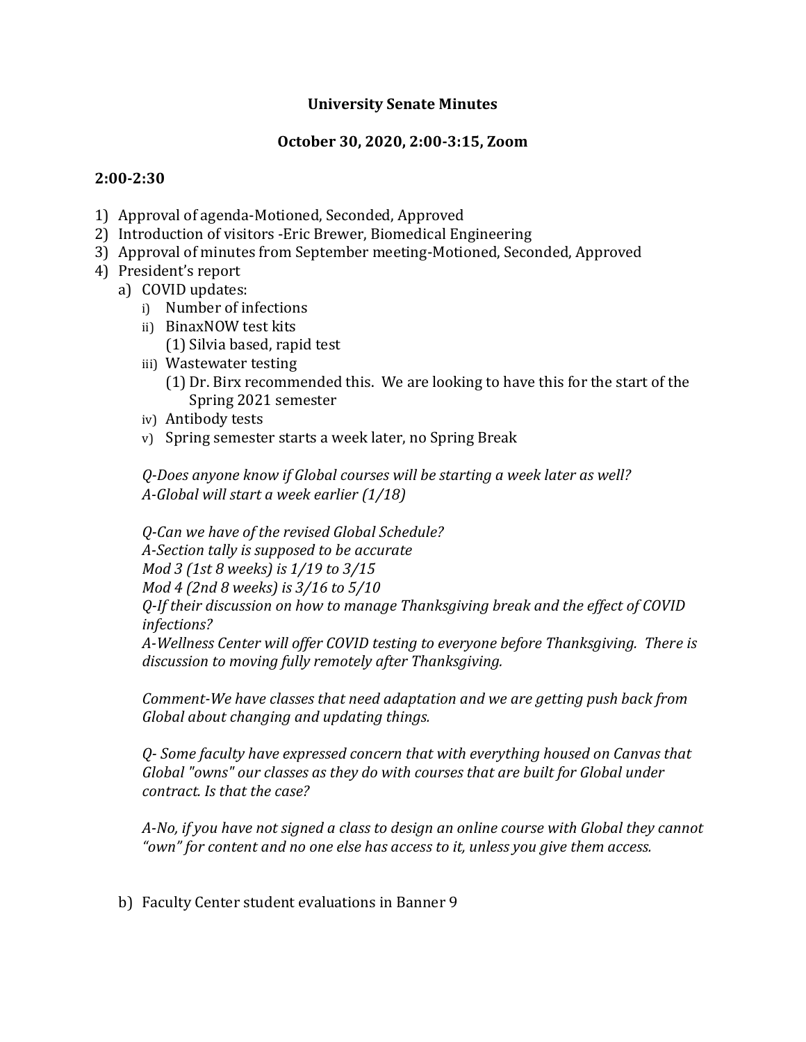**University Senate Minutes**

**October 30, 2020, 2:00-3:15, Zoom**

**2:00-2:30**

1) Approval of agenda-Motioned, Seconded, Approved
2) Introduction of visitors -Eric Brewer, Biomedical Engineering
3) Approval of minutes from September meeting-Motioned, Seconded, Approved
4) President's report
   a) COVID updates:
      i) Number of infections
      ii) BinaxNOW test kits
         (1) Silvia based, rapid test
      iii) Wastewater testing
         (1) Dr. Birx recommended this. We are looking to have this for the start of the Spring 2021 semester
      iv) Antibody tests
      v) Spring semester starts a week later, no Spring Break

      *Q-Does anyone know if Global courses will be starting a week later as well?*
      *A-Global will start a week earlier (1/18)*

      *Q-Can we have of the revised Global Schedule?*
      *A-Section tally is supposed to be accurate*
      *Mod 3 (1st 8 weeks) is 1/19 to 3/15*
      *Mod 4 (2nd 8 weeks) is 3/16 to 5/10*
      *Q-If their discussion on how to manage Thanksgiving break and the effect of COVID infections?*
      *A-Wellness Center will offer COVID testing to everyone before Thanksgiving. There is discussion to moving fully remotely after Thanksgiving.*

      *Comment-We have classes that need adaptation and we are getting push back from Global about changing and updating things.*

      *Q- Some faculty have expressed concern that with everything housed on Canvas that Global "owns" our classes as they do with courses that are built for Global under contract. Is that the case?*

      *A-No, if you have not signed a class to design an online course with Global they cannot "own" for content and no one else has access to it, unless you give them access.*

   b) Faculty Center student evaluations in Banner 9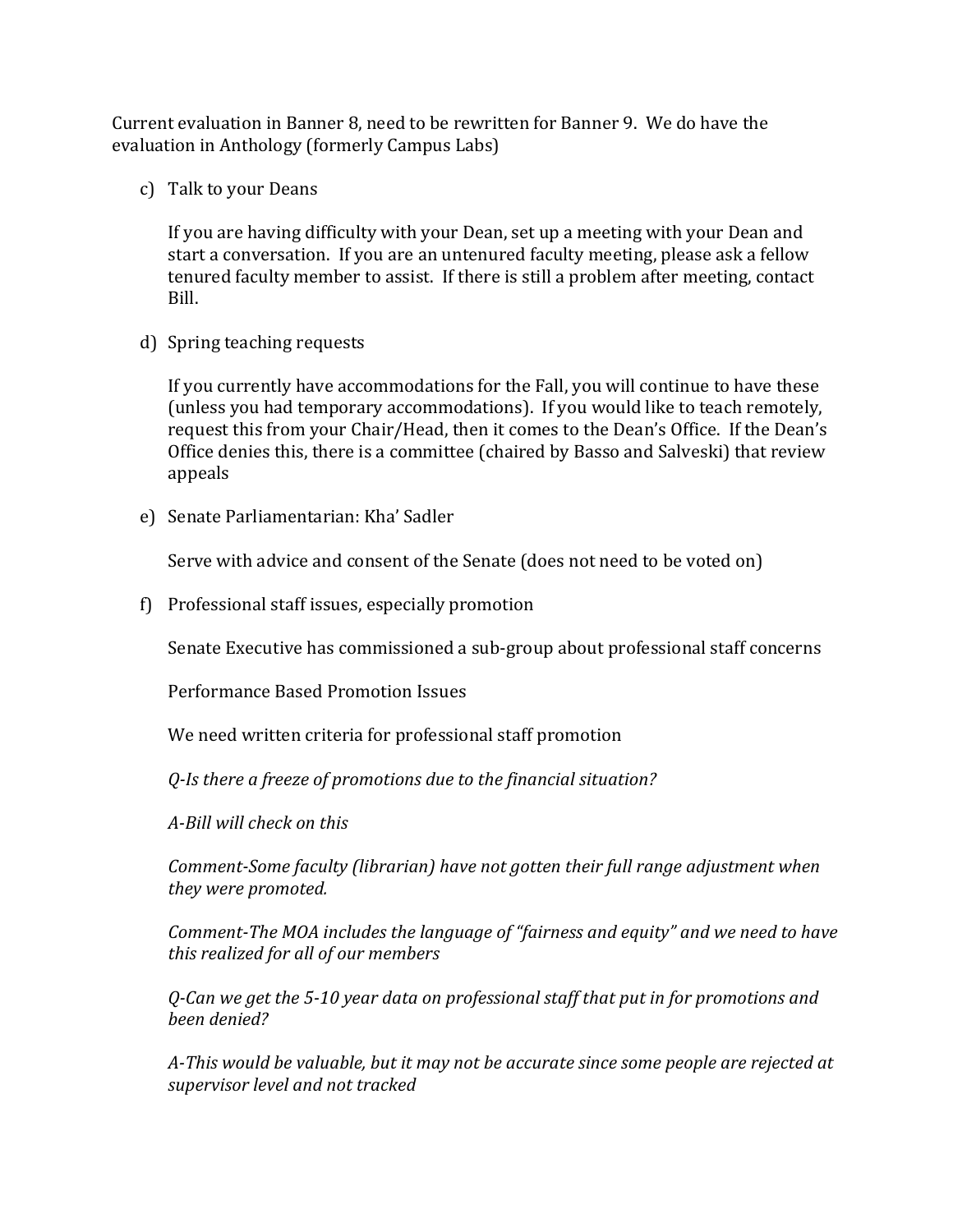Current evaluation in Banner 8, need to be rewritten for Banner 9. We do have the evaluation in Anthology (formerly Campus Labs)

c) Talk to your Deans

   If you are having difficulty with your Dean, set up a meeting with your Dean and start a conversation. If you are an untenured faculty meeting, please ask a fellow tenured faculty member to assist. If there is still a problem after meeting, contact Bill.

d) Spring teaching requests

   If you currently have accommodations for the Fall, you will continue to have these (unless you had temporary accommodations). If you would like to teach remotely, request this from your Chair/Head, then it comes to the Dean's Office. If the Dean's Office denies this, there is a committee (chaired by Basso and Salveski) that review appeals

e) Senate Parliamentarian: Kha' Sadler

   Serve with advice and consent of the Senate (does not need to be voted on)

f) Professional staff issues, especially promotion

   Senate Executive has commissioned a sub-group about professional staff concerns

   Performance Based Promotion Issues

   We need written criteria for professional staff promotion

   *Q-Is there a freeze of promotions due to the financial situation?*

   *A-Bill will check on this*

   *Comment-Some faculty (librarian) have not gotten their full range adjustment when they were promoted.*

   *Comment-The MOA includes the language of "fairness and equity" and we need to have this realized for all of our members*

   *Q-Can we get the 5-10 year data on professional staff that put in for promotions and been denied?*

   *A-This would be valuable, but it may not be accurate since some people are rejected at supervisor level and not tracked*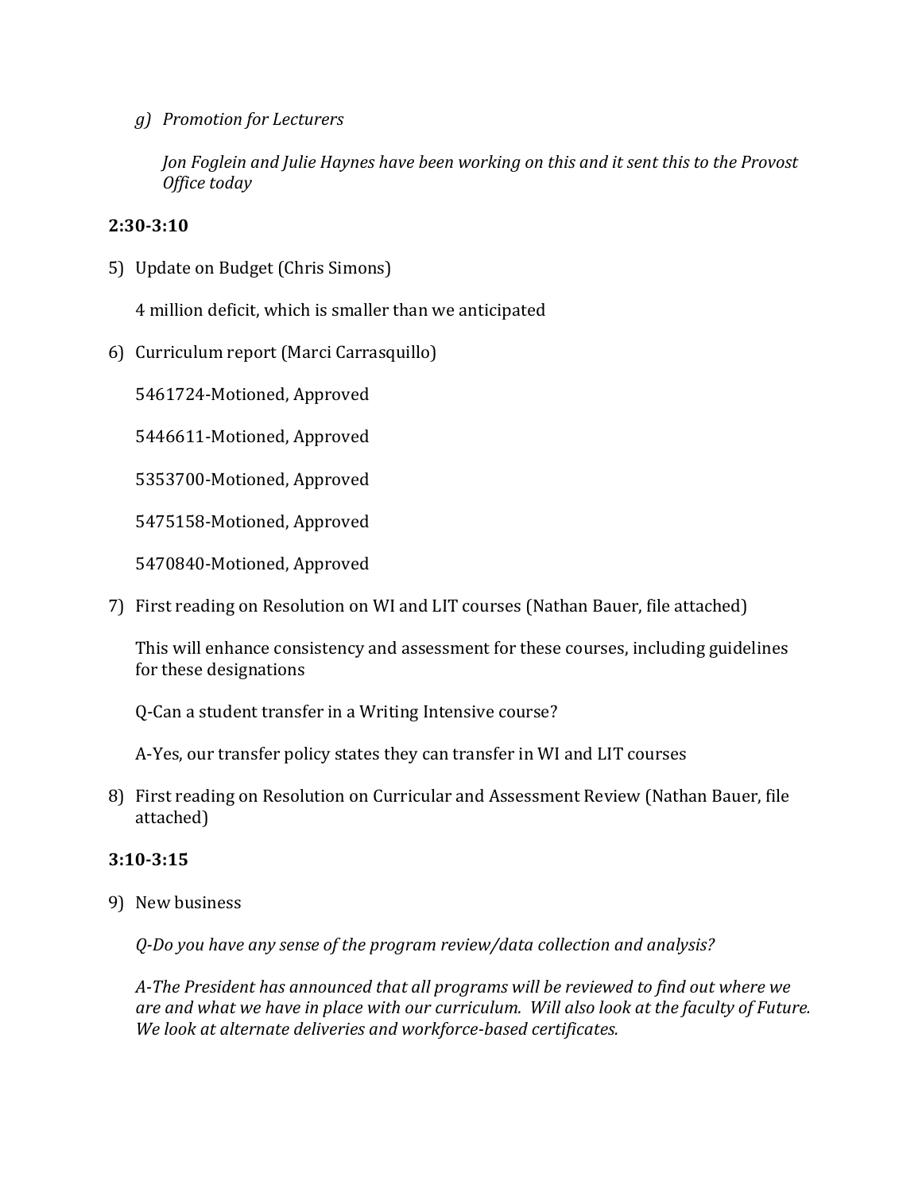*g) Promotion for Lecturers*

*Jon Foglein and Julie Haynes have been working on this and it sent this to the Provost Office today*

**2:30-3:10**

5) Update on Budget (Chris Simons)

4 million deficit, which is smaller than we anticipated

6) Curriculum report (Marci Carrasquillo)

5461724-Motioned, Approved

5446611-Motioned, Approved

5353700-Motioned, Approved

5475158-Motioned, Approved

5470840-Motioned, Approved

7) First reading on Resolution on WI and LIT courses (Nathan Bauer, file attached)

This will enhance consistency and assessment for these courses, including guidelines for these designations

Q-Can a student transfer in a Writing Intensive course?

A-Yes, our transfer policy states they can transfer in WI and LIT courses

8) First reading on Resolution on Curricular and Assessment Review (Nathan Bauer, file attached)

**3:10-3:15**

9) New business

*Q-Do you have any sense of the program review/data collection and analysis?*

*A-The President has announced that all programs will be reviewed to find out where we are and what we have in place with our curriculum. Will also look at the faculty of Future. We look at alternate deliveries and workforce-based certificates.*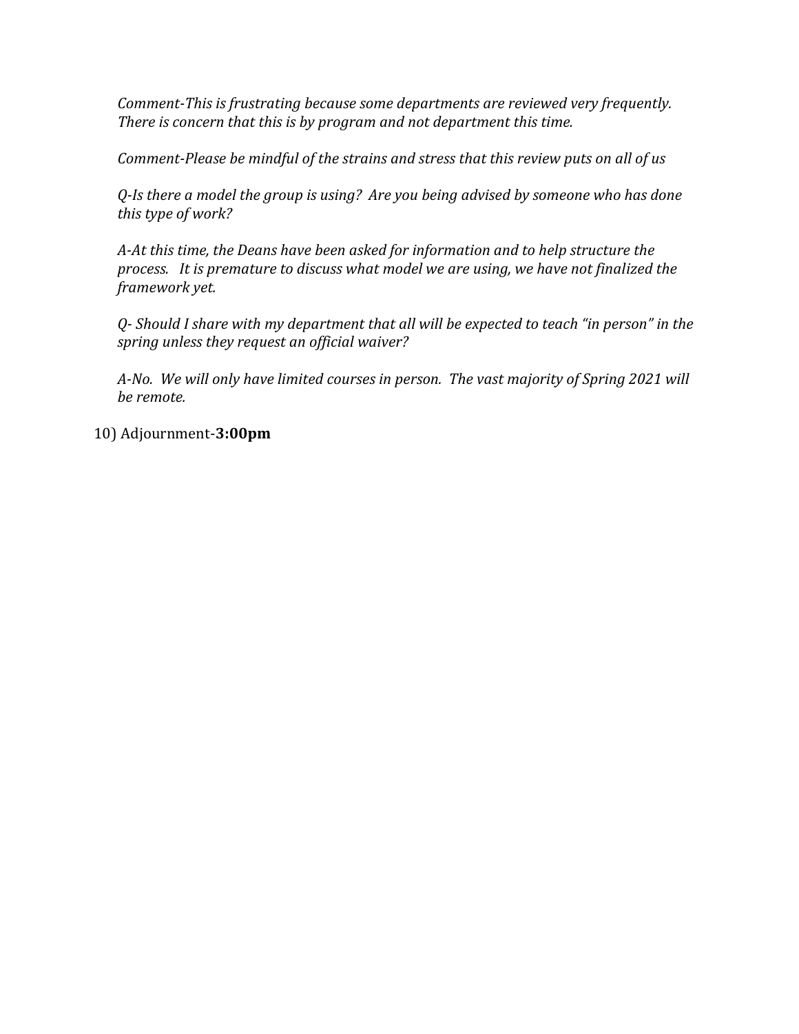*Comment-This is frustrating because some departments are reviewed very frequently. There is concern that this is by program and not department this time.*

*Comment-Please be mindful of the strains and stress that this review puts on all of us*

*Q-Is there a model the group is using? Are you being advised by someone who has done this type of work?*

*A-At this time, the Deans have been asked for information and to help structure the process. It is premature to discuss what model we are using, we have not finalized the framework yet.*

*Q- Should I share with my department that all will be expected to teach "in person" in the spring unless they request an official waiver?*

*A-No. We will only have limited courses in person. The vast majority of Spring 2021 will be remote.*

10) Adjournment-**3:00pm**